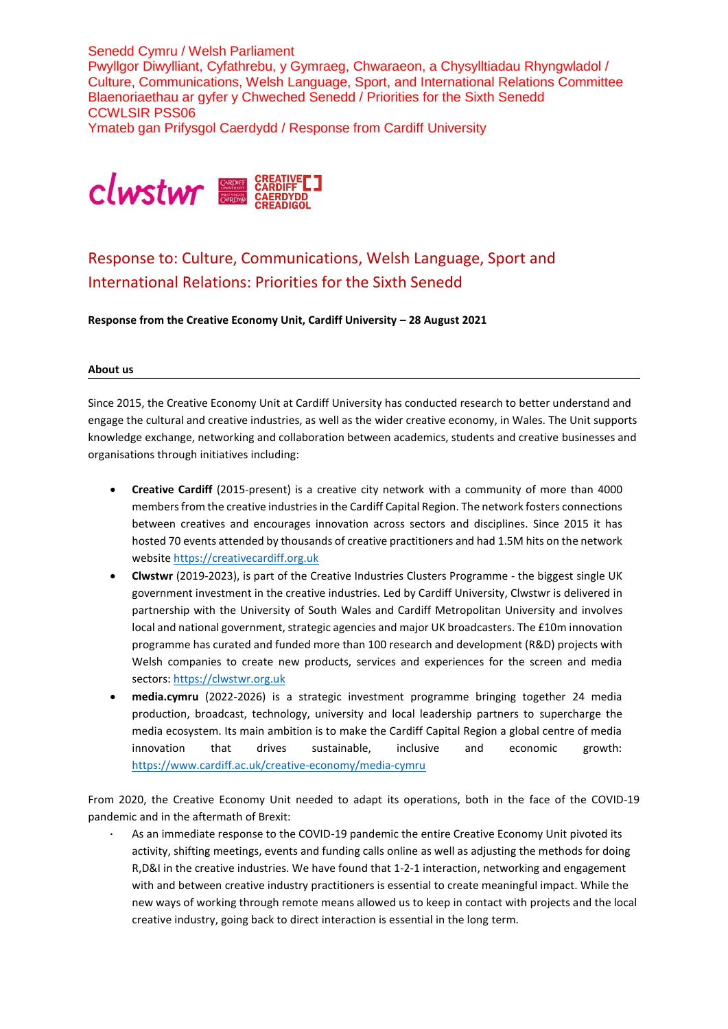Senedd Cymru / Welsh Parliament
Pwyllgor Diwylliant, Cyfathrebu, y Gymraeg, Chwaraeon, a Chysylltiadau Rhyngwladol / Culture, Communications, Welsh Language, Sport, and International Relations Committee
Blaenoriaethau ar gyfer y Chweched Senedd / Priorities for the Sixth Senedd
CCWLSIR PSS06
Ymateb gan Prifysgol Caerdydd / Response from Cardiff University

# Response to: Culture, Communications, Welsh Language, Sport and International Relations: Priorities for the Sixth Senedd

**Response from the Creative Economy Unit, Cardiff University – 28 August 2021**

## About us

Since 2015, the Creative Economy Unit at Cardiff University has conducted research to better understand and engage the cultural and creative industries, as well as the wider creative economy, in Wales. The Unit supports knowledge exchange, networking and collaboration between academics, students and creative businesses and organisations through initiatives including:

- **Creative Cardiff** (2015-present) is a creative city network with a community of more than 4000 members from the creative industries in the Cardiff Capital Region. The network fosters connections between creatives and encourages innovation across sectors and disciplines. Since 2015 it has hosted 70 events attended by thousands of creative practitioners and had 1.5M hits on the network website https://creativecardiff.org.uk
- **Clwstwr** (2019-2023), is part of the Creative Industries Clusters Programme - the biggest single UK government investment in the creative industries. Led by Cardiff University, Clwstwr is delivered in partnership with the University of South Wales and Cardiff Metropolitan University and involves local and national government, strategic agencies and major UK broadcasters. The £10m innovation programme has curated and funded more than 100 research and development (R&D) projects with Welsh companies to create new products, services and experiences for the screen and media sectors: https://clwstwr.org.uk
- **media.cymru** (2022-2026) is a strategic investment programme bringing together 24 media production, broadcast, technology, university and local leadership partners to supercharge the media ecosystem. Its main ambition is to make the Cardiff Capital Region a global centre of media innovation that drives sustainable, inclusive and economic growth: https://www.cardiff.ac.uk/creative-economy/media-cymru

From 2020, the Creative Economy Unit needed to adapt its operations, both in the face of the COVID-19 pandemic and in the aftermath of Brexit:

- As an immediate response to the COVID-19 pandemic the entire Creative Economy Unit pivoted its activity, shifting meetings, events and funding calls online as well as adjusting the methods for doing R,D&I in the creative industries. We have found that 1-2-1 interaction, networking and engagement with and between creative industry practitioners is essential to create meaningful impact. While the new ways of working through remote means allowed us to keep in contact with projects and the local creative industry, going back to direct interaction is essential in the long term.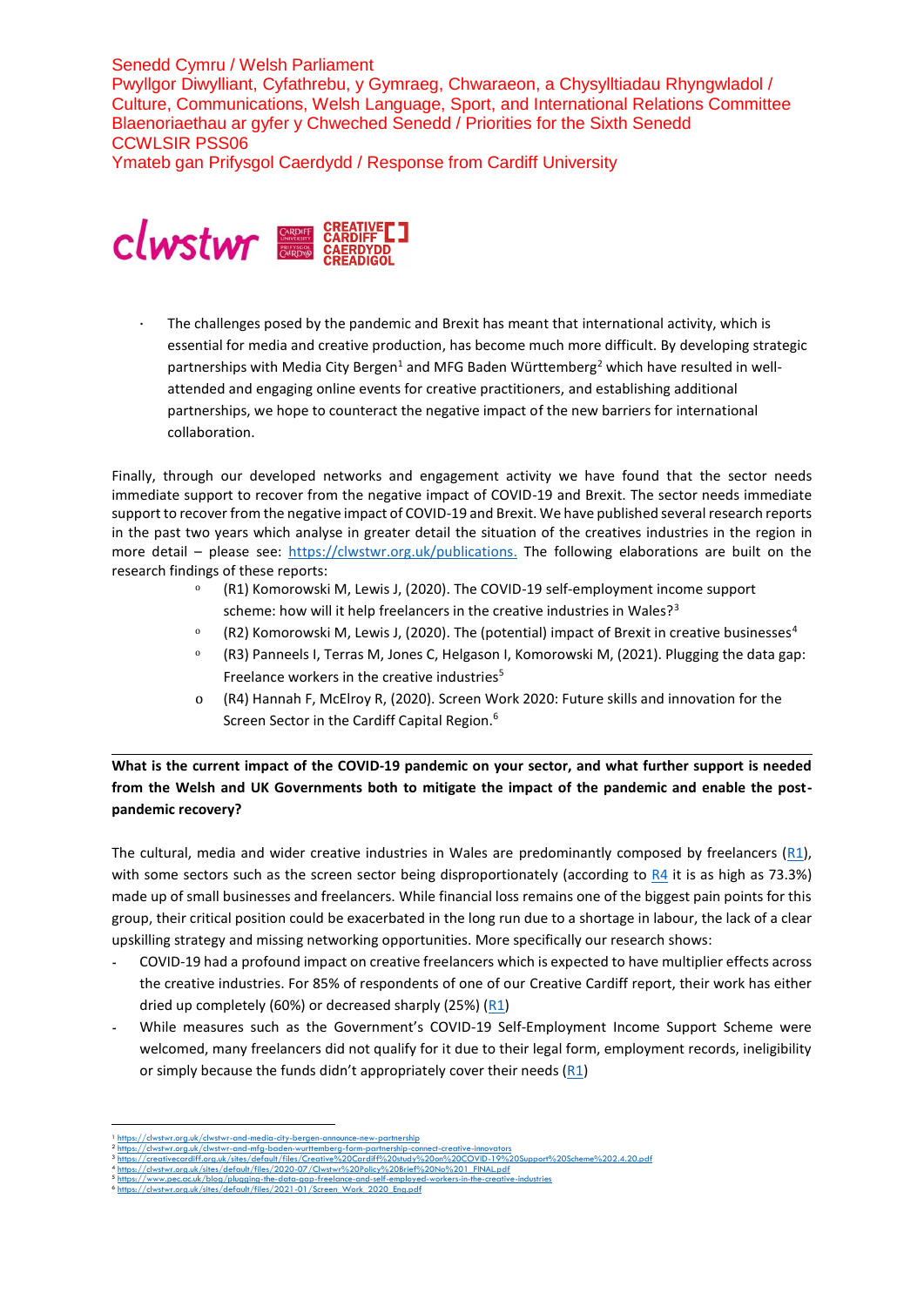Senedd Cymru / Welsh Parliament
Pwyllgor Diwylliant, Cyfathrebu, y Gymraeg, Chwaraeon, a Chysylltiadau Rhyngwladol / Culture, Communications, Welsh Language, Sport, and International Relations Committee
Blaenoriaethau ar gyfer y Chweched Senedd / Priorities for the Sixth Senedd
CCWLSIR PSS06
Ymateb gan Prifysgol Caerdydd / Response from Cardiff University

- The challenges posed by the pandemic and Brexit has meant that international activity, which is essential for media and creative production, has become much more difficult. By developing strategic partnerships with Media City Bergen[1] and MFG Baden Württemberg[2] which have resulted in well-attended and engaging online events for creative practitioners, and establishing additional partnerships, we hope to counteract the negative impact of the new barriers for international collaboration.

Finally, through our developed networks and engagement activity we have found that the sector needs immediate support to recover from the negative impact of COVID-19 and Brexit. The sector needs immediate support to recover from the negative impact of COVID-19 and Brexit. We have published several research reports in the past two years which analyse in greater detail the situation of the creatives industries in the region in more detail – please see: https://clwstwr.org.uk/publications. The following elaborations are built on the research findings of these reports:

- (R1) Komorowski M, Lewis J, (2020). The COVID-19 self-employment income support scheme: how will it help freelancers in the creative industries in Wales?[3]
- (R2) Komorowski M, Lewis J, (2020). The (potential) impact of Brexit in creative businesses[4]
- (R3) Panneels I, Terras M, Jones C, Helgason I, Komorowski M, (2021). Plugging the data gap: Freelance workers in the creative industries[5]
- (R4) Hannah F, McElroy R, (2020). Screen Work 2020: Future skills and innovation for the Screen Sector in the Cardiff Capital Region.[6]

---

**What is the current impact of the COVID-19 pandemic on your sector, and what further support is needed from the Welsh and UK Governments both to mitigate the impact of the pandemic and enable the post-pandemic recovery?**

The cultural, media and wider creative industries in Wales are predominantly composed by freelancers (R1), with some sectors such as the screen sector being disproportionately (according to R4 it is as high as 73.3%) made up of small businesses and freelancers. While financial loss remains one of the biggest pain points for this group, their critical position could be exacerbated in the long run due to a shortage in labour, the lack of a clear upskilling strategy and missing networking opportunities. More specifically our research shows:

- COVID-19 had a profound impact on creative freelancers which is expected to have multiplier effects across the creative industries. For 85% of respondents of one of our Creative Cardiff report, their work has either dried up completely (60%) or decreased sharply (25%) (R1)
- While measures such as the Government's COVID-19 Self-Employment Income Support Scheme were welcomed, many freelancers did not qualify for it due to their legal form, employment records, ineligibility or simply because the funds didn't appropriately cover their needs (R1)

---

[1] https://clwstwr.org.uk/clwstwr-and-media-city-bergen-announce-new-partnership
[2] https://clwstwr.org.uk/clwstwr-and-mfg-baden-wurttemberg-form-partnership-connect-creative-innovators
[3] https://creativecardiff.org.uk/sites/default/files/Creative%20Cardiff%20study%20on%20COVID-19%20Support%20Scheme%202.4.20.pdf
[4] https://clwstwr.org.uk/sites/default/files/2020-07/Clwstwr%20Policy%20Brief%20No%201_FINAL.pdf
[5] https://www.pec.ac.uk/blog/plugging-the-data-gap-freelance-and-self-employed-workers-in-the-creative-industries
[6] https://clwstwr.org.uk/sites/default/files/2021-01/Screen_Work_2020_Eng.pdf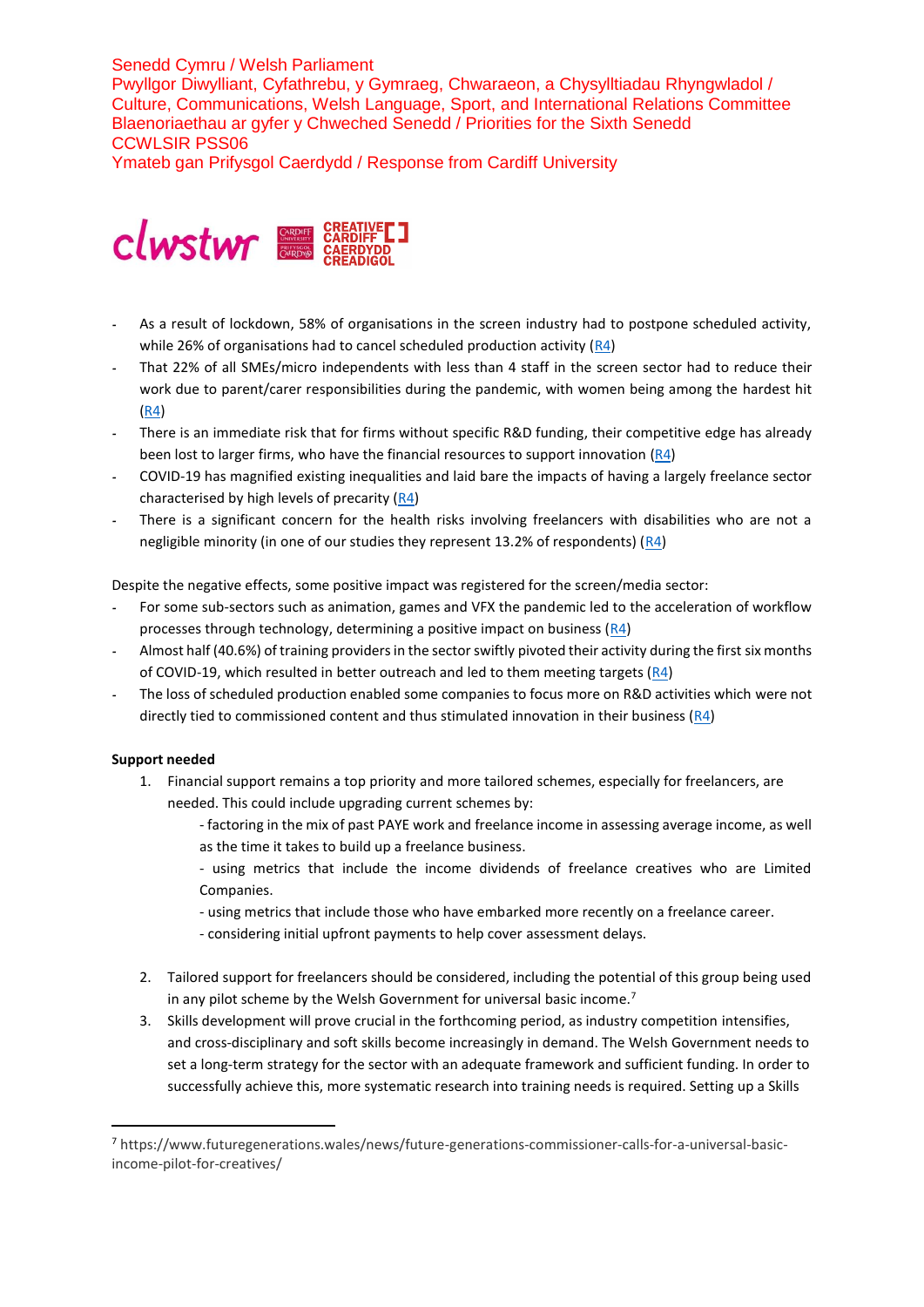- As a result of lockdown, 58% of organisations in the screen industry had to postpone scheduled activity, while 26% of organisations had to cancel scheduled production activity (R4)
- That 22% of all SMEs/micro independents with less than 4 staff in the screen sector had to reduce their work due to parent/carer responsibilities during the pandemic, with women being among the hardest hit (R4)
- There is an immediate risk that for firms without specific R&D funding, their competitive edge has already been lost to larger firms, who have the financial resources to support innovation (R4)
- COVID-19 has magnified existing inequalities and laid bare the impacts of having a largely freelance sector characterised by high levels of precarity (R4)
- There is a significant concern for the health risks involving freelancers with disabilities who are not a negligible minority (in one of our studies they represent 13.2% of respondents) (R4)

Despite the negative effects, some positive impact was registered for the screen/media sector:

- For some sub-sectors such as animation, games and VFX the pandemic led to the acceleration of workflow processes through technology, determining a positive impact on business (R4)
- Almost half (40.6%) of training providers in the sector swiftly pivoted their activity during the first six months of COVID-19, which resulted in better outreach and led to them meeting targets (R4)
- The loss of scheduled production enabled some companies to focus more on R&D activities which were not directly tied to commissioned content and thus stimulated innovation in their business (R4)

**Support needed**

1. Financial support remains a top priority and more tailored schemes, especially for freelancers, are needed. This could include upgrading current schemes by:
   - factoring in the mix of past PAYE work and freelance income in assessing average income, as well as the time it takes to build up a freelance business.
   - using metrics that include the income dividends of freelance creatives who are Limited Companies.
   - using metrics that include those who have embarked more recently on a freelance career.
   - considering initial upfront payments to help cover assessment delays.

2. Tailored support for freelancers should be considered, including the potential of this group being used in any pilot scheme by the Welsh Government for universal basic income.[7]
3. Skills development will prove crucial in the forthcoming period, as industry competition intensifies, and cross-disciplinary and soft skills become increasingly in demand. The Welsh Government needs to set a long-term strategy for the sector with an adequate framework and sufficient funding. In order to successfully achieve this, more systematic research into training needs is required. Setting up a Skills

[7] https://www.futuregenerations.wales/news/future-generations-commissioner-calls-for-a-universal-basic-income-pilot-for-creatives/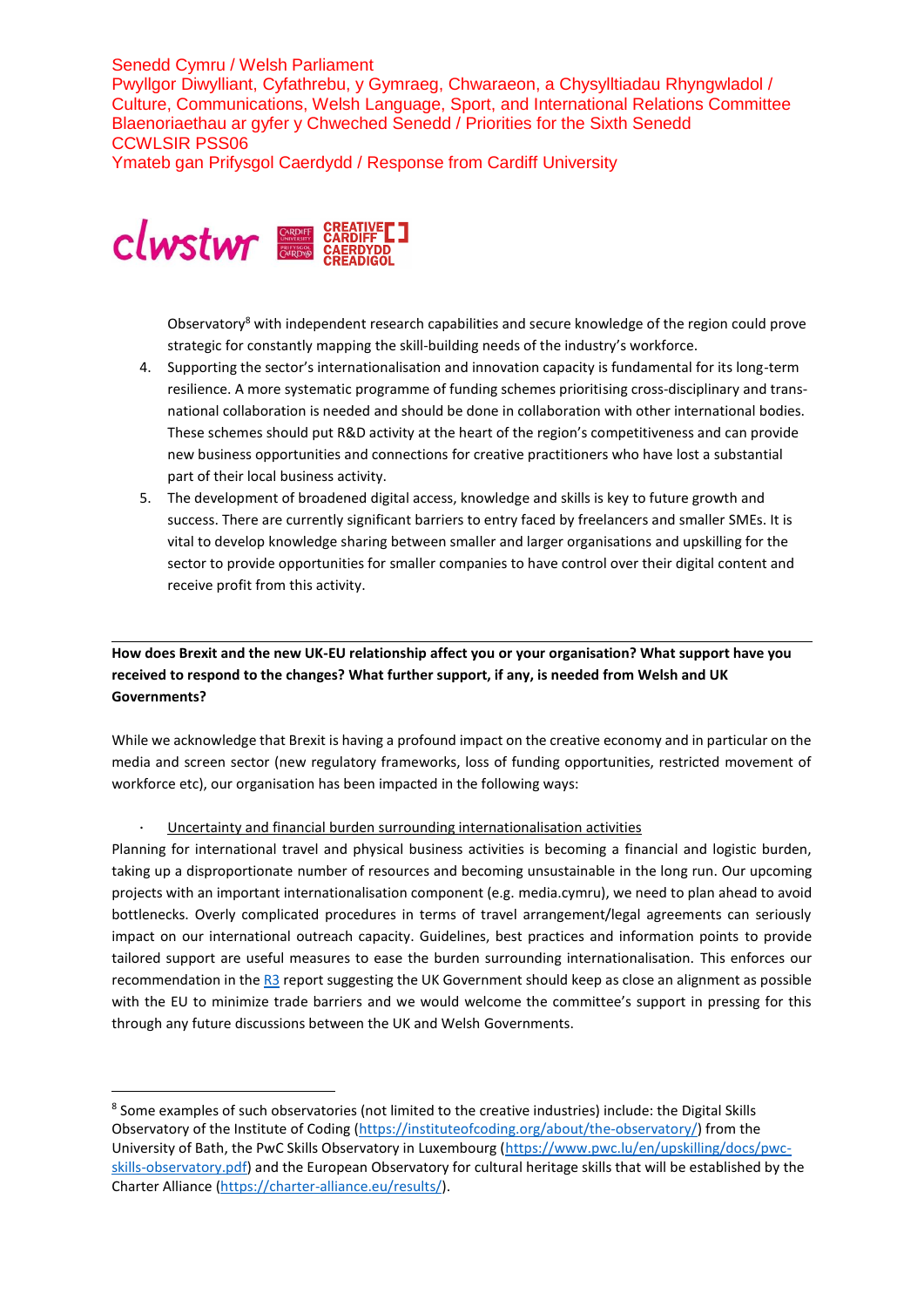Observatory[8] with independent research capabilities and secure knowledge of the region could prove strategic for constantly mapping the skill-building needs of the industry's workforce.

4. Supporting the sector's internationalisation and innovation capacity is fundamental for its long-term resilience. A more systematic programme of funding schemes prioritising cross-disciplinary and trans-national collaboration is needed and should be done in collaboration with other international bodies. These schemes should put R&D activity at the heart of the region's competitiveness and can provide new business opportunities and connections for creative practitioners who have lost a substantial part of their local business activity.
5. The development of broadened digital access, knowledge and skills is key to future growth and success. There are currently significant barriers to entry faced by freelancers and smaller SMEs. It is vital to develop knowledge sharing between smaller and larger organisations and upskilling for the sector to provide opportunities for smaller companies to have control over their digital content and receive profit from this activity.

---

**How does Brexit and the new UK-EU relationship affect you or your organisation? What support have you received to respond to the changes? What further support, if any, is needed from Welsh and UK Governments?**

While we acknowledge that Brexit is having a profound impact on the creative economy and in particular on the media and screen sector (new regulatory frameworks, loss of funding opportunities, restricted movement of workforce etc), our organisation has been impacted in the following ways:

- Uncertainty and financial burden surrounding internationalisation activities

Planning for international travel and physical business activities is becoming a financial and logistic burden, taking up a disproportionate number of resources and becoming unsustainable in the long run. Our upcoming projects with an important internationalisation component (e.g. media.cymru), we need to plan ahead to avoid bottlenecks. Overly complicated procedures in terms of travel arrangement/legal agreements can seriously impact on our international outreach capacity. Guidelines, best practices and information points to provide tailored support are useful measures to ease the burden surrounding internationalisation. This enforces our recommendation in the R3 report suggesting the UK Government should keep as close an alignment as possible with the EU to minimize trade barriers and we would welcome the committee's support in pressing for this through any future discussions between the UK and Welsh Governments.

---

[8] Some examples of such observatories (not limited to the creative industries) include: the Digital Skills Observatory of the Institute of Coding (https://instituteofcoding.org/about/the-observatory/) from the University of Bath, the PwC Skills Observatory in Luxembourg (https://www.pwc.lu/en/upskilling/docs/pwc-skills-observatory.pdf) and the European Observatory for cultural heritage skills that will be established by the Charter Alliance (https://charter-alliance.eu/results/).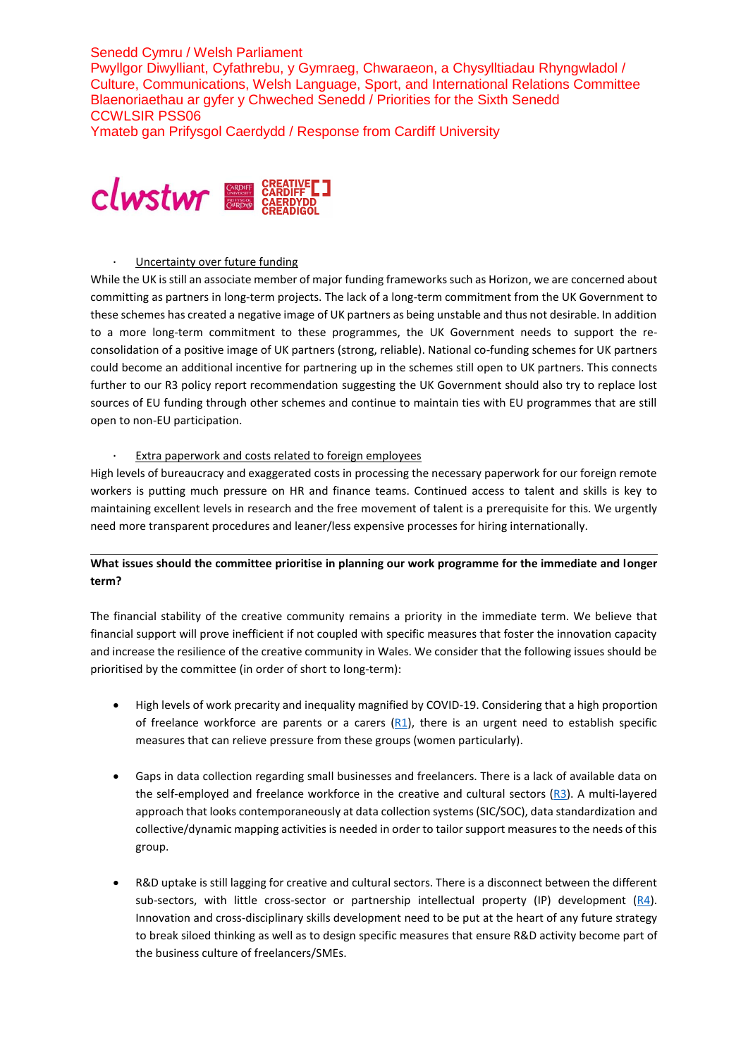Senedd Cymru / Welsh Parliament
Pwyllgor Diwylliant, Cyfathrebu, y Gymraeg, Chwaraeon, a Chysylltiadau Rhyngwladol / Culture, Communications, Welsh Language, Sport, and International Relations Committee
Blaenoriaethau ar gyfer y Chweched Senedd / Priorities for the Sixth Senedd
CCWLSIR PSS06
Ymateb gan Prifysgol Caerdydd / Response from Cardiff University

- Uncertainty over future funding

While the UK is still an associate member of major funding frameworks such as Horizon, we are concerned about committing as partners in long-term projects. The lack of a long-term commitment from the UK Government to these schemes has created a negative image of UK partners as being unstable and thus not desirable. In addition to a more long-term commitment to these programmes, the UK Government needs to support the re-consolidation of a positive image of UK partners (strong, reliable). National co-funding schemes for UK partners could become an additional incentive for partnering up in the schemes still open to UK partners. This connects further to our R3 policy report recommendation suggesting the UK Government should also try to replace lost sources of EU funding through other schemes and continue to maintain ties with EU programmes that are still open to non-EU participation.

- Extra paperwork and costs related to foreign employees

High levels of bureaucracy and exaggerated costs in processing the necessary paperwork for our foreign remote workers is putting much pressure on HR and finance teams. Continued access to talent and skills is key to maintaining excellent levels in research and the free movement of talent is a prerequisite for this. We urgently need more transparent procedures and leaner/less expensive processes for hiring internationally.

---

**What issues should the committee prioritise in planning our work programme for the immediate and longer term?**

The financial stability of the creative community remains a priority in the immediate term. We believe that financial support will prove inefficient if not coupled with specific measures that foster the innovation capacity and increase the resilience of the creative community in Wales. We consider that the following issues should be prioritised by the committee (in order of short to long-term):

- High levels of work precarity and inequality magnified by COVID-19. Considering that a high proportion of freelance workforce are parents or a carers (R1), there is an urgent need to establish specific measures that can relieve pressure from these groups (women particularly).

- Gaps in data collection regarding small businesses and freelancers. There is a lack of available data on the self-employed and freelance workforce in the creative and cultural sectors (R3). A multi-layered approach that looks contemporaneously at data collection systems (SIC/SOC), data standardization and collective/dynamic mapping activities is needed in order to tailor support measures to the needs of this group.

- R&D uptake is still lagging for creative and cultural sectors. There is a disconnect between the different sub-sectors, with little cross-sector or partnership intellectual property (IP) development (R4). Innovation and cross-disciplinary skills development need to be put at the heart of any future strategy to break siloed thinking as well as to design specific measures that ensure R&D activity become part of the business culture of freelancers/SMEs.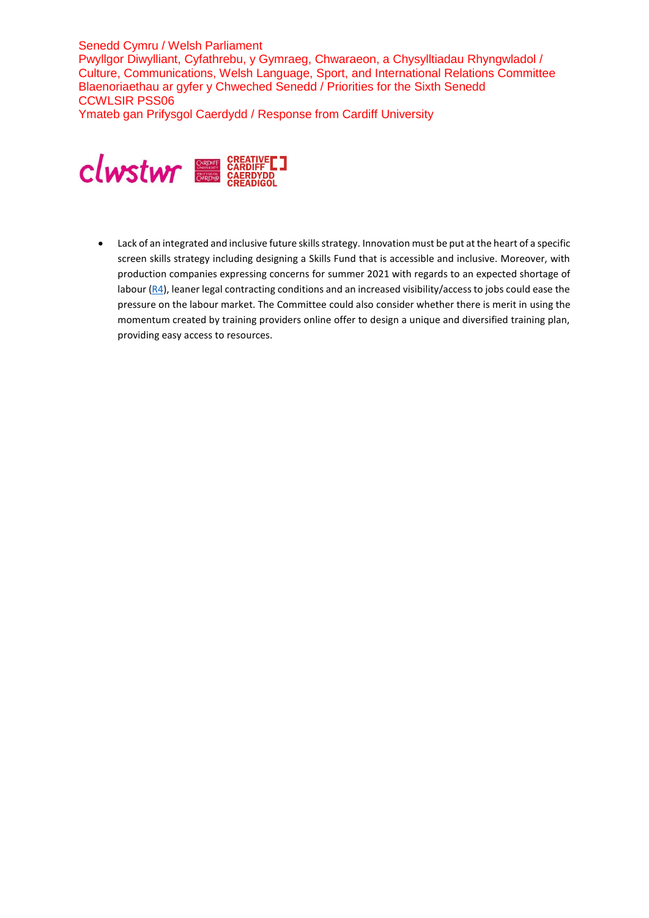Senedd Cymru / Welsh Parliament
Pwyllgor Diwylliant, Cyfathrebu, y Gymraeg, Chwaraeon, a Chysylltiadau Rhyngwladol / Culture, Communications, Welsh Language, Sport, and International Relations Committee
Blaenoriaethau ar gyfer y Chweched Senedd / Priorities for the Sixth Senedd
CCWLSIR PSS06
Ymateb gan Prifysgol Caerdydd / Response from Cardiff University

- Lack of an integrated and inclusive future skills strategy. Innovation must be put at the heart of a specific screen skills strategy including designing a Skills Fund that is accessible and inclusive. Moreover, with production companies expressing concerns for summer 2021 with regards to an expected shortage of labour (R4), leaner legal contracting conditions and an increased visibility/access to jobs could ease the pressure on the labour market. The Committee could also consider whether there is merit in using the momentum created by training providers online offer to design a unique and diversified training plan, providing easy access to resources.